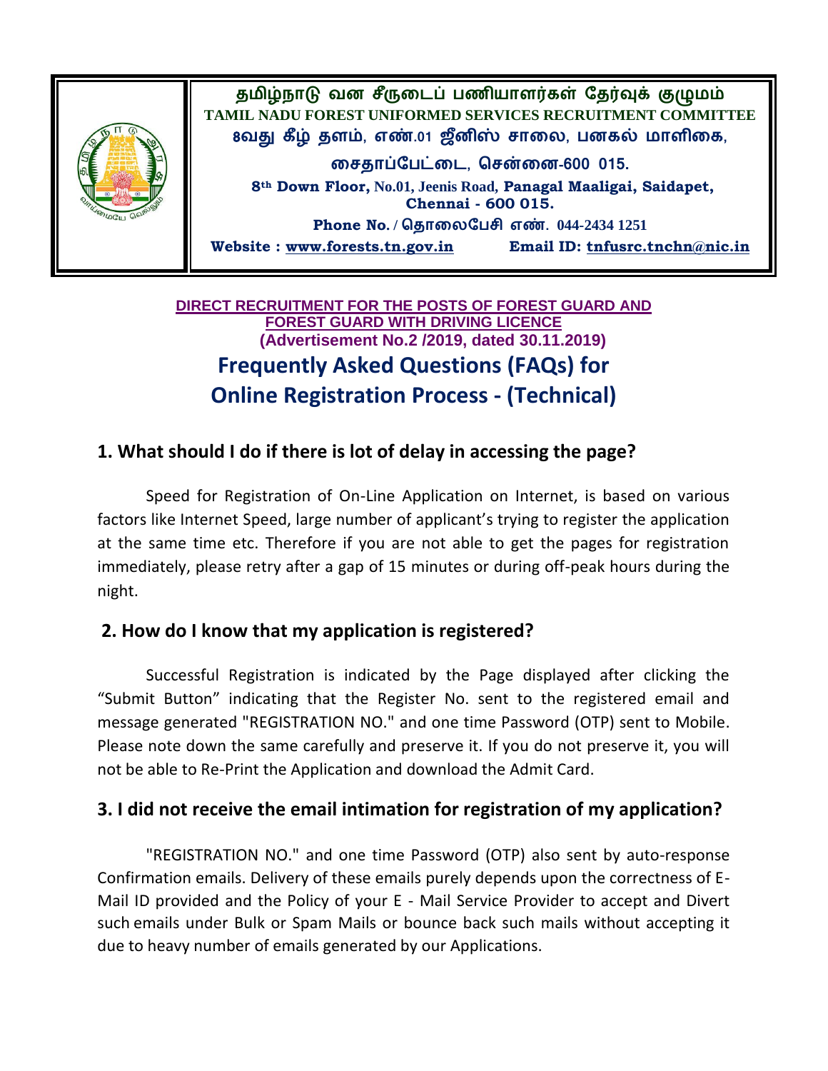**தமிழ்நாடு வன சீருடைப் பணியாளர்கள் தேர்வுக் குழுமம்**
**TAMIL NADU FOREST UNIFORMED SERVICES RECRUITMENT COMMITTEE**
**8வது கீழ் தளம், எண்.01 ஜீனிஸ் சாலை, பனகல் மாளிகை,**
**சைதாப்பேட்டை, சென்னை-600 015.**
**8th Down Floor, No.01, Jeenis Road, Panagal Maaligai, Saidapet, Chennai - 600 015.**
**Phone No. / தொலைபேசி எண். 044-2434 1251**
**Website : www.forests.tn.gov.in Email ID: tnfusrc.tnchn@nic.in**

**DIRECT RECRUITMENT FOR THE POSTS OF FOREST GUARD AND FOREST GUARD WITH DRIVING LICENCE**
**(Advertisement No.2 /2019, dated 30.11.2019)**

# Frequently Asked Questions (FAQs) for Online Registration Process - (Technical)

## 1. What should I do if there is lot of delay in accessing the page?

Speed for Registration of On-Line Application on Internet, is based on various factors like Internet Speed, large number of applicant's trying to register the application at the same time etc. Therefore if you are not able to get the pages for registration immediately, please retry after a gap of 15 minutes or during off-peak hours during the night.

## 2. How do I know that my application is registered?

Successful Registration is indicated by the Page displayed after clicking the "Submit Button" indicating that the Register No. sent to the registered email and message generated "REGISTRATION NO." and one time Password (OTP) sent to Mobile. Please note down the same carefully and preserve it. If you do not preserve it, you will not be able to Re-Print the Application and download the Admit Card.

## 3. I did not receive the email intimation for registration of my application?

"REGISTRATION NO." and one time Password (OTP) also sent by auto-response Confirmation emails. Delivery of these emails purely depends upon the correctness of E-Mail ID provided and the Policy of your E - Mail Service Provider to accept and Divert such emails under Bulk or Spam Mails or bounce back such mails without accepting it due to heavy number of emails generated by our Applications.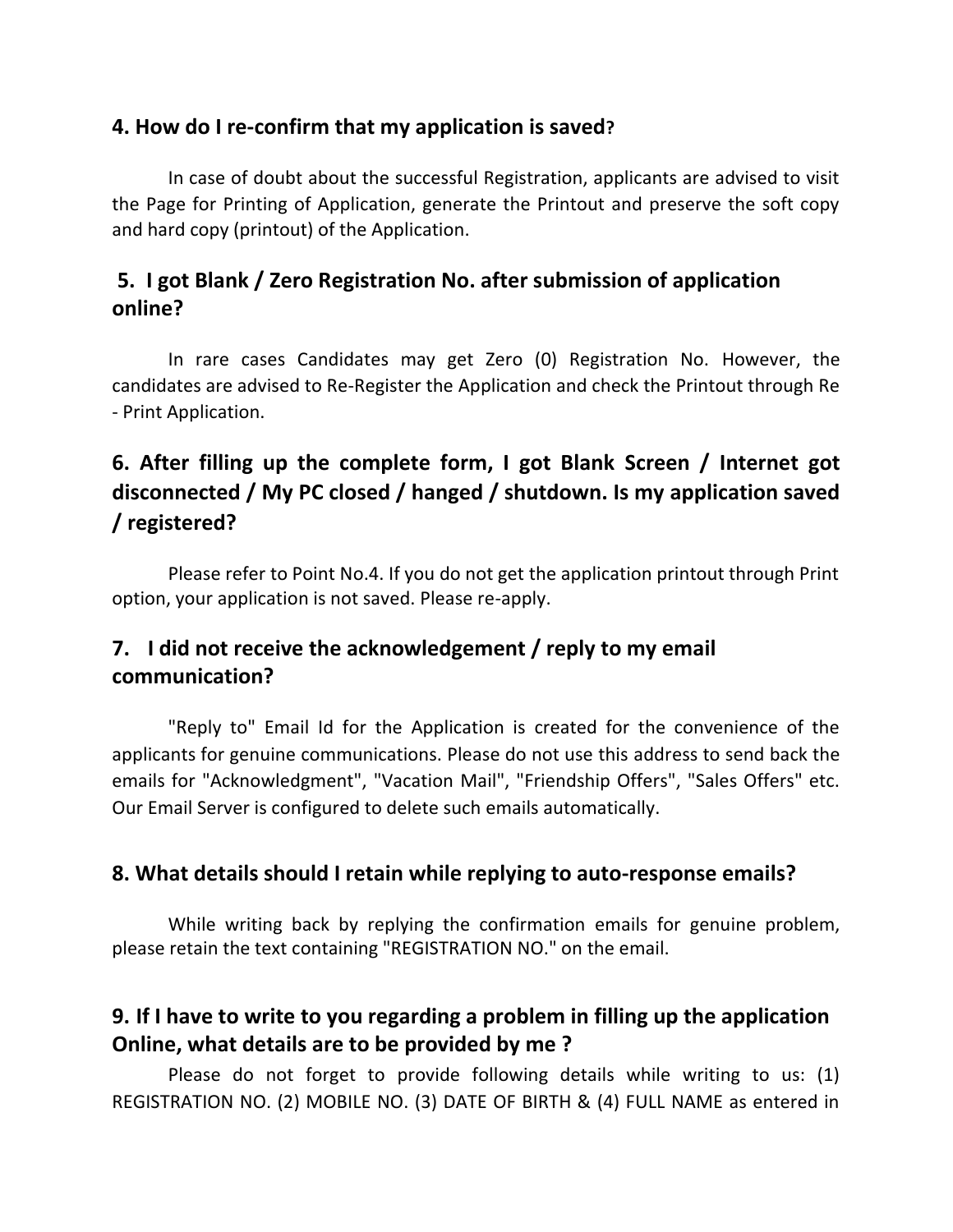### 4. How do I re-confirm that my application is saved?

In case of doubt about the successful Registration, applicants are advised to visit the Page for Printing of Application, generate the Printout and preserve the soft copy and hard copy (printout) of the Application.

### 5. I got Blank / Zero Registration No. after submission of application online?

In rare cases Candidates may get Zero (0) Registration No. However, the candidates are advised to Re-Register the Application and check the Printout through Re - Print Application.

### 6. After filling up the complete form, I got Blank Screen / Internet got disconnected / My PC closed / hanged / shutdown. Is my application saved / registered?

Please refer to Point No.4. If you do not get the application printout through Print option, your application is not saved. Please re-apply.

### 7. I did not receive the acknowledgement / reply to my email communication?

"Reply to" Email Id for the Application is created for the convenience of the applicants for genuine communications. Please do not use this address to send back the emails for "Acknowledgment", "Vacation Mail", "Friendship Offers", "Sales Offers" etc. Our Email Server is configured to delete such emails automatically.

### 8. What details should I retain while replying to auto-response emails?

While writing back by replying the confirmation emails for genuine problem, please retain the text containing "REGISTRATION NO." on the email.

### 9. If I have to write to you regarding a problem in filling up the application Online, what details are to be provided by me ?

Please do not forget to provide following details while writing to us: (1) REGISTRATION NO. (2) MOBILE NO. (3) DATE OF BIRTH & (4) FULL NAME as entered in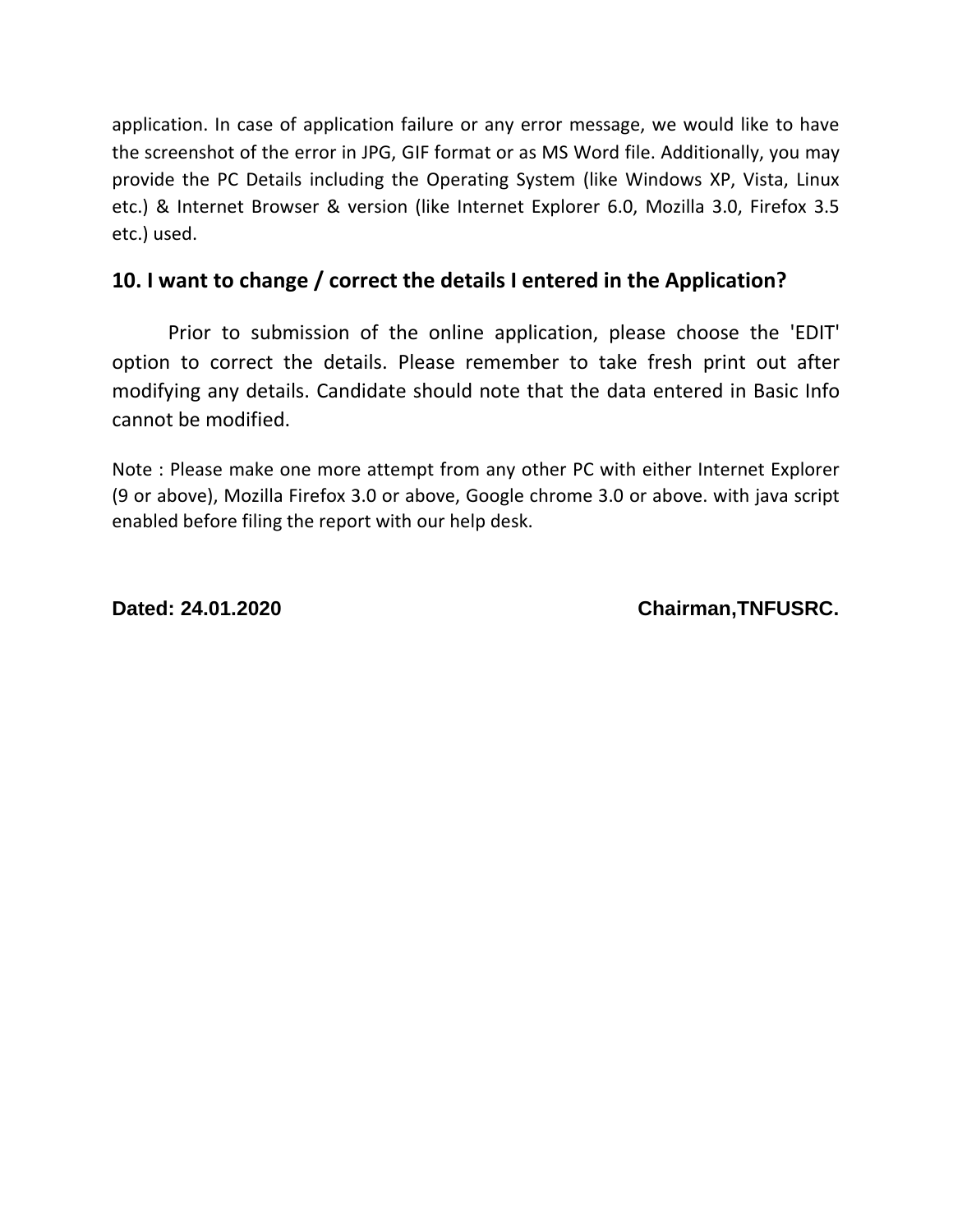application. In case of application failure or any error message, we would like to have the screenshot of the error in JPG, GIF format or as MS Word file. Additionally, you may provide the PC Details including the Operating System (like Windows XP, Vista, Linux etc.) & Internet Browser & version (like Internet Explorer 6.0, Mozilla 3.0, Firefox 3.5 etc.) used.

## 10. I want to change / correct the details I entered in the Application?

Prior to submission of the online application, please choose the 'EDIT' option to correct the details. Please remember to take fresh print out after modifying any details. Candidate should note that the data entered in Basic Info cannot be modified.

Note : Please make one more attempt from any other PC with either Internet Explorer (9 or above), Mozilla Firefox 3.0 or above, Google chrome 3.0 or above. with java script enabled before filing the report with our help desk.

**Dated: 24.01.2020**

**Chairman,TNFUSRC.**